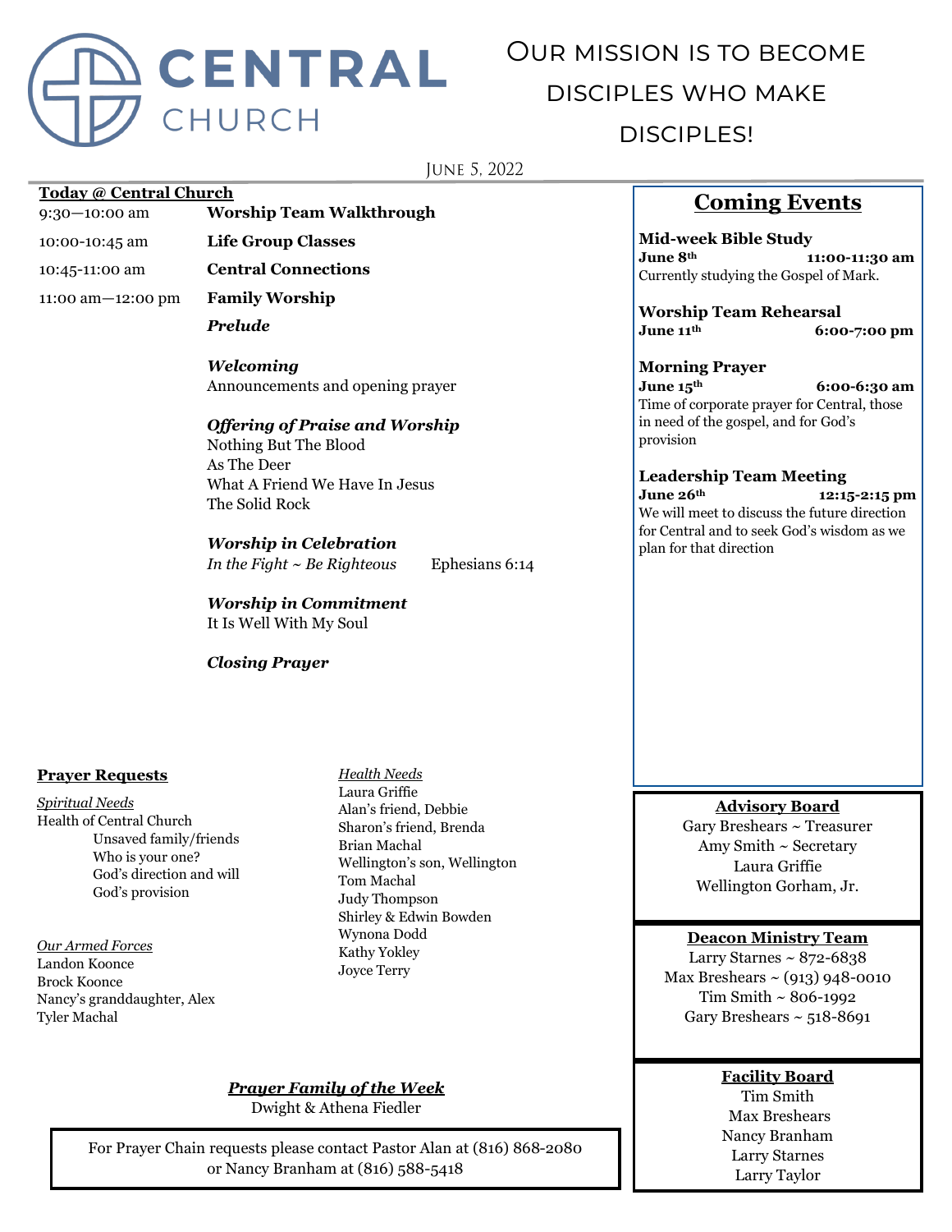# CENTRAL CHURCH

## Our mission is to become disciples who make disciples!

June 5, 2022

**Today @ Central Church**

| | |
|---|---|
| 9:30—10:00 am | **Worship Team Walkthrough** |
| 10:00-10:45 am | **Life Group Classes** |
| 10:45-11:00 am | **Central Connections** |
| 11:00 am—12:00 pm | **Family Worship** |

***Prelude***

***Welcoming***
Announcements and opening prayer

***Offering of Praise and Worship***
Nothing But The Blood
As The Deer
What A Friend We Have In Jesus
The Solid Rock

***Worship in Celebration***
*In the Fight ~ Be Righteous* Ephesians 6:14

***Worship in Commitment***
It Is Well With My Soul

***Closing Prayer***

## Coming Events

**Mid-week Bible Study**
**June 8th 11:00-11:30 am**
Currently studying the Gospel of Mark.

**Worship Team Rehearsal**
**June 11th 6:00-7:00 pm**

**Morning Prayer**
**June 15th 6:00-6:30 am**
Time of corporate prayer for Central, those in need of the gospel, and for God's provision

**Leadership Team Meeting**
**June 26th 12:15-2:15 pm**
We will meet to discuss the future direction for Central and to seek God's wisdom as we plan for that direction

**Prayer Requests**

*Spiritual Needs*
Health of Central Church
Unsaved family/friends
Who is your one?
God's direction and will
God's provision

*Our Armed Forces*
Landon Koonce
Brock Koonce
Nancy's granddaughter, Alex
Tyler Machal

*Health Needs*
Laura Griffie
Alan's friend, Debbie
Sharon's friend, Brenda
Brian Machal
Wellington's son, Wellington
Tom Machal
Judy Thompson
Shirley & Edwin Bowden
Wynona Dodd
Kathy Yokley
Joyce Terry

***Prayer Family of the Week***
Dwight & Athena Fiedler

For Prayer Chain requests please contact Pastor Alan at (816) 868-2080 or Nancy Branham at (816) 588-5418

**Advisory Board**
Gary Breshears ~ Treasurer
Amy Smith ~ Secretary
Laura Griffie
Wellington Gorham, Jr.

**Deacon Ministry Team**
Larry Starnes ~ 872-6838
Max Breshears ~ (913) 948-0010
Tim Smith ~ 806-1992
Gary Breshears ~ 518-8691

**Facility Board**
Tim Smith
Max Breshears
Nancy Branham
Larry Starnes
Larry Taylor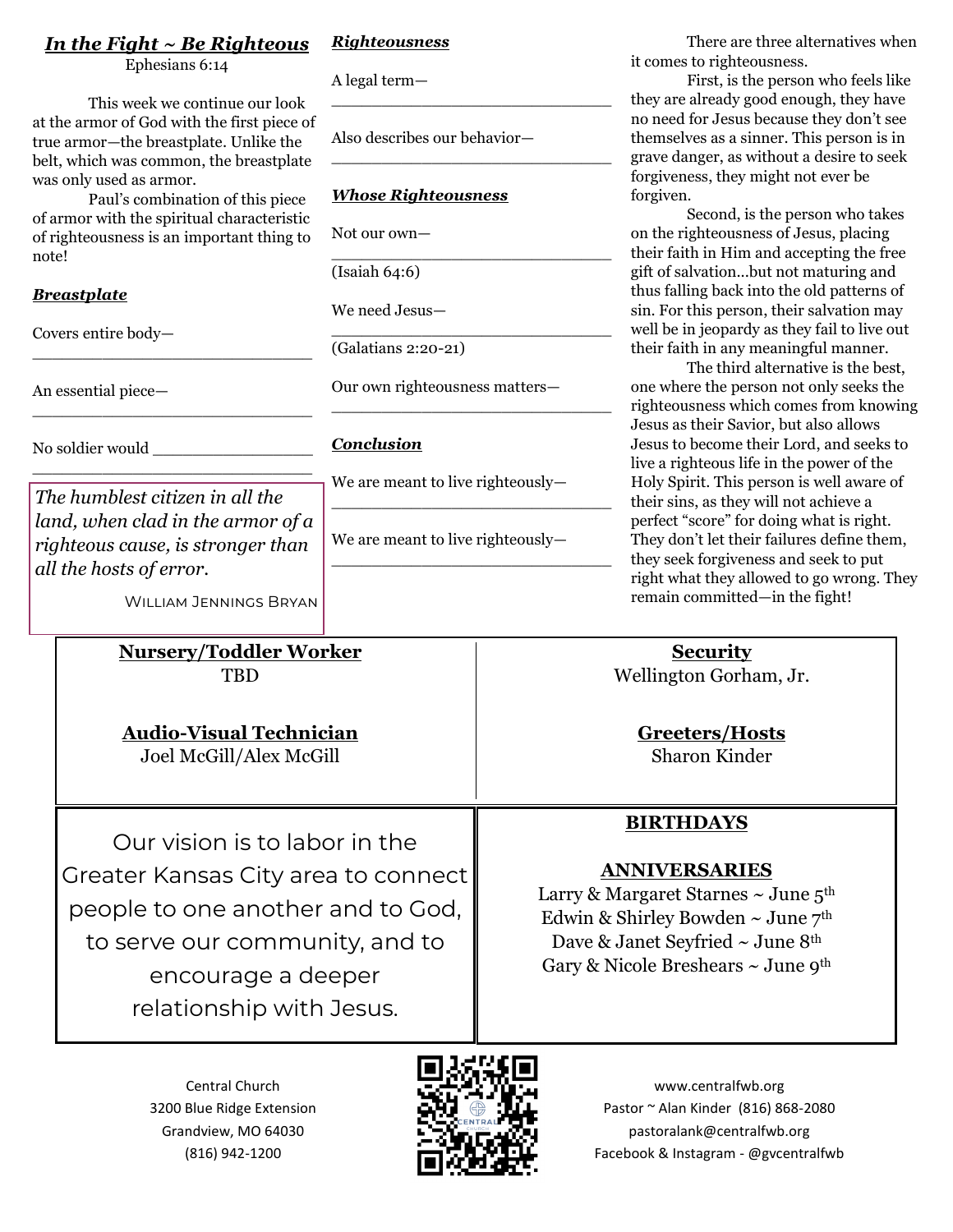## *In the Fight ~ Be Righteous*

Ephesians 6:14

This week we continue our look at the armor of God with the first piece of true armor—the breastplate. Unlike the belt, which was common, the breastplate was only used as armor.

Paul's combination of this piece of armor with the spiritual characteristic of righteousness is an important thing to note!

### *Breastplate*

Covers entire body— ______________________________

An essential piece— ______________________________

No soldier would ________________ ______________________________

> *The humblest citizen in all the land, when clad in the armor of a righteous cause, is stronger than all the hosts of error.*
>
> William Jennings Bryan

### *Righteousness*

A legal term— ______________________________

Also describes our behavior— ______________________________

### *Whose Righteousness*

Not our own— ______________________________

(Isaiah 64:6)

We need Jesus— ______________________________

(Galatians 2:20-21)

Our own righteousness matters— ______________________________

### *Conclusion*

We are meant to live righteously— ______________________________

We are meant to live righteously— ______________________________

There are three alternatives when it comes to righteousness.

First, is the person who feels like they are already good enough, they have no need for Jesus because they don't see themselves as a sinner. This person is in grave danger, as without a desire to seek forgiveness, they might not ever be forgiven.

Second, is the person who takes on the righteousness of Jesus, placing their faith in Him and accepting the free gift of salvation…but not maturing and thus falling back into the old patterns of sin. For this person, their salvation may well be in jeopardy as they fail to live out their faith in any meaningful manner.

The third alternative is the best, one where the person not only seeks the righteousness which comes from knowing Jesus as their Savior, but also allows Jesus to become their Lord, and seeks to live a righteous life in the power of the Holy Spirit. This person is well aware of their sins, as they will not achieve a perfect "score" for doing what is right. They don't let their failures define them, they seek forgiveness and seek to put right what they allowed to go wrong. They remain committed—in the fight!

**Nursery/Toddler Worker**
TBD

**Audio-Visual Technician**
Joel McGill/Alex McGill

**Security**
Wellington Gorham, Jr.

**Greeters/Hosts**
Sharon Kinder

Our vision is to labor in the Greater Kansas City area to connect people to one another and to God, to serve our community, and to encourage a deeper relationship with Jesus.

**BIRTHDAYS**

**ANNIVERSARIES**

Larry & Margaret Starnes ~ June 5th
Edwin & Shirley Bowden ~ June 7th
Dave & Janet Seyfried ~ June 8th
Gary & Nicole Breshears ~ June 9th

Central Church
3200 Blue Ridge Extension
Grandview, MO 64030
(816) 942-1200

www.centralfwb.org
Pastor ~ Alan Kinder (816) 868-2080
pastoralank@centralfwb.org
Facebook & Instagram - @gvcentralfwb